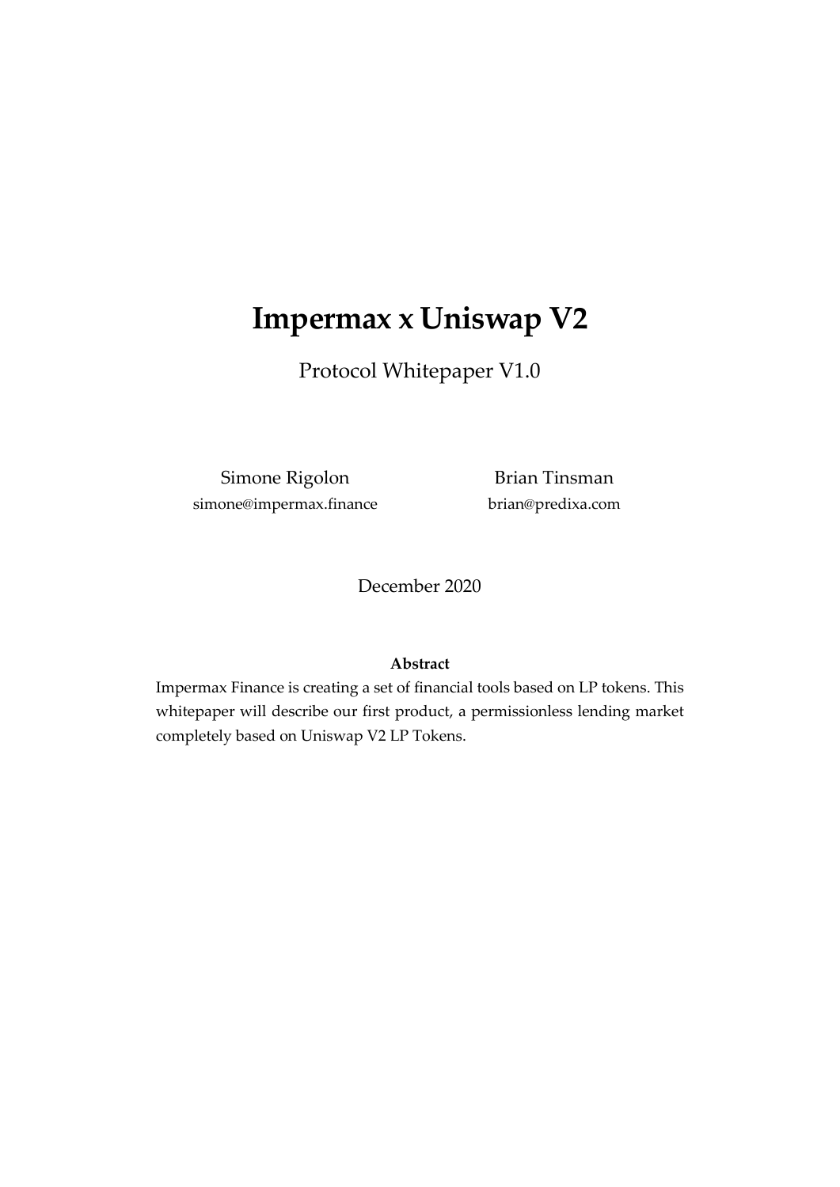# Impermax x Uniswap V2

Protocol Whitepaper V1.0

Simone Rigolon
simone@impermax.finance

Brian Tinsman
brian@predixa.com

December 2020

**Abstract**

Impermax Finance is creating a set of financial tools based on LP tokens. This whitepaper will describe our first product, a permissionless lending market completely based on Uniswap V2 LP Tokens.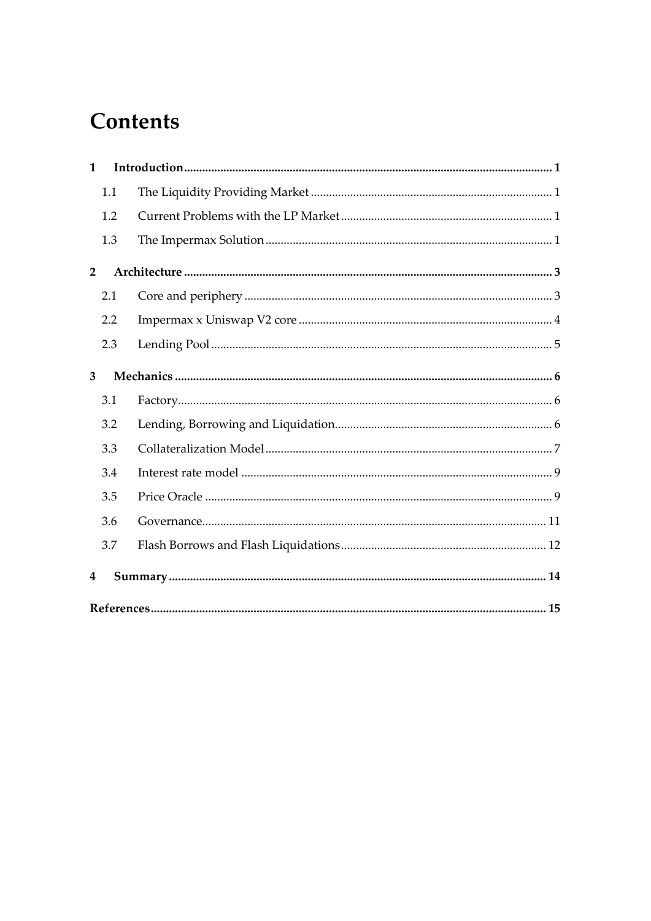# Contents

1 Introduction ........ 1
- 1.1 The Liquidity Providing Market ........ 1
- 1.2 Current Problems with the LP Market ........ 1
- 1.3 The Impermax Solution ........ 1

2 Architecture ........ 3
- 2.1 Core and periphery ........ 3
- 2.2 Impermax x Uniswap V2 core ........ 4
- 2.3 Lending Pool ........ 5

3 Mechanics ........ 6
- 3.1 Factory ........ 6
- 3.2 Lending, Borrowing and Liquidation ........ 6
- 3.3 Collateralization Model ........ 7
- 3.4 Interest rate model ........ 9
- 3.5 Price Oracle ........ 9
- 3.6 Governance ........ 11
- 3.7 Flash Borrows and Flash Liquidations ........ 12

4 Summary ........ 14

References ........ 15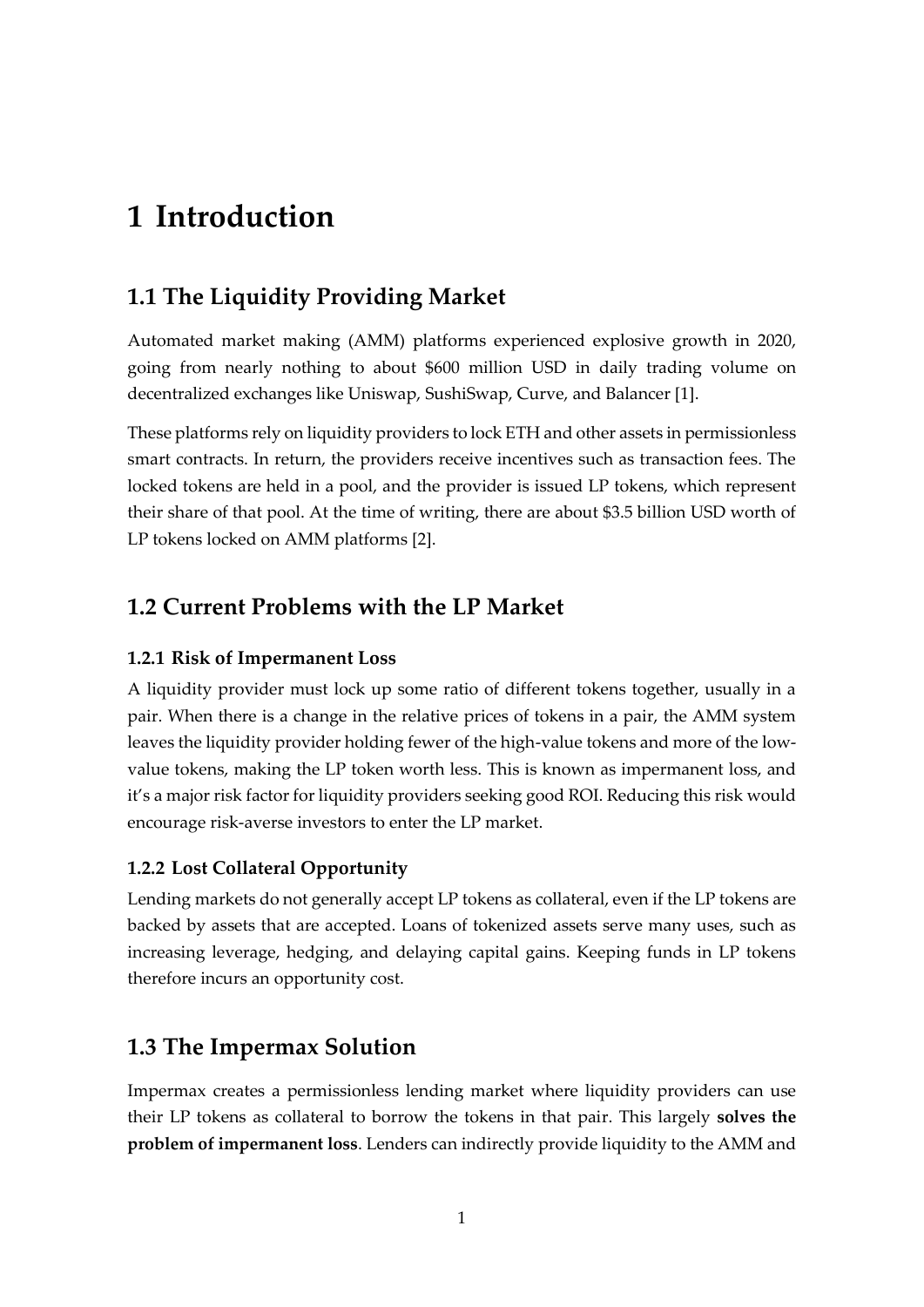# 1 Introduction

## 1.1 The Liquidity Providing Market

Automated market making (AMM) platforms experienced explosive growth in 2020, going from nearly nothing to about $600 million USD in daily trading volume on decentralized exchanges like Uniswap, SushiSwap, Curve, and Balancer [1].

These platforms rely on liquidity providers to lock ETH and other assets in permissionless smart contracts. In return, the providers receive incentives such as transaction fees. The locked tokens are held in a pool, and the provider is issued LP tokens, which represent their share of that pool. At the time of writing, there are about $3.5 billion USD worth of LP tokens locked on AMM platforms [2].

## 1.2 Current Problems with the LP Market

### 1.2.1 Risk of Impermanent Loss

A liquidity provider must lock up some ratio of different tokens together, usually in a pair. When there is a change in the relative prices of tokens in a pair, the AMM system leaves the liquidity provider holding fewer of the high-value tokens and more of the low-value tokens, making the LP token worth less. This is known as impermanent loss, and it's a major risk factor for liquidity providers seeking good ROI. Reducing this risk would encourage risk-averse investors to enter the LP market.

### 1.2.2 Lost Collateral Opportunity

Lending markets do not generally accept LP tokens as collateral, even if the LP tokens are backed by assets that are accepted. Loans of tokenized assets serve many uses, such as increasing leverage, hedging, and delaying capital gains. Keeping funds in LP tokens therefore incurs an opportunity cost.

## 1.3 The Impermax Solution

Impermax creates a permissionless lending market where liquidity providers can use their LP tokens as collateral to borrow the tokens in that pair. This largely **solves the problem of impermanent loss**. Lenders can indirectly provide liquidity to the AMM and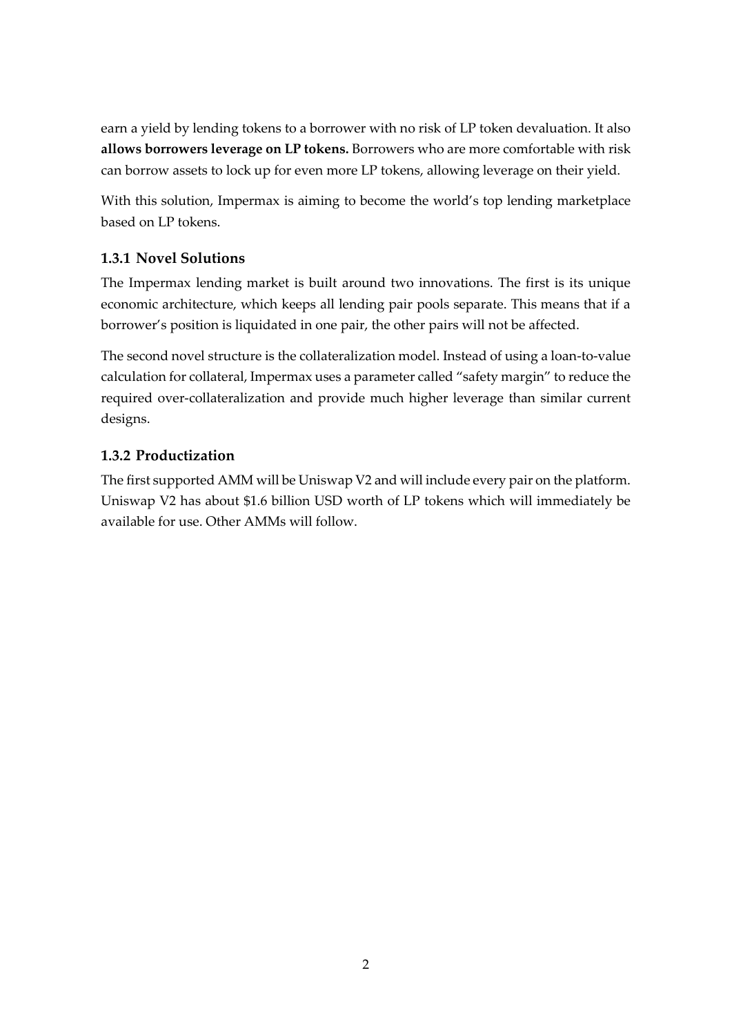earn a yield by lending tokens to a borrower with no risk of LP token devaluation. It also **allows borrowers leverage on LP tokens.** Borrowers who are more comfortable with risk can borrow assets to lock up for even more LP tokens, allowing leverage on their yield.

With this solution, Impermax is aiming to become the world's top lending marketplace based on LP tokens.

### 1.3.1 Novel Solutions

The Impermax lending market is built around two innovations. The first is its unique economic architecture, which keeps all lending pair pools separate. This means that if a borrower's position is liquidated in one pair, the other pairs will not be affected.

The second novel structure is the collateralization model. Instead of using a loan-to-value calculation for collateral, Impermax uses a parameter called "safety margin" to reduce the required over-collateralization and provide much higher leverage than similar current designs.

### 1.3.2 Productization

The first supported AMM will be Uniswap V2 and will include every pair on the platform. Uniswap V2 has about $1.6 billion USD worth of LP tokens which will immediately be available for use. Other AMMs will follow.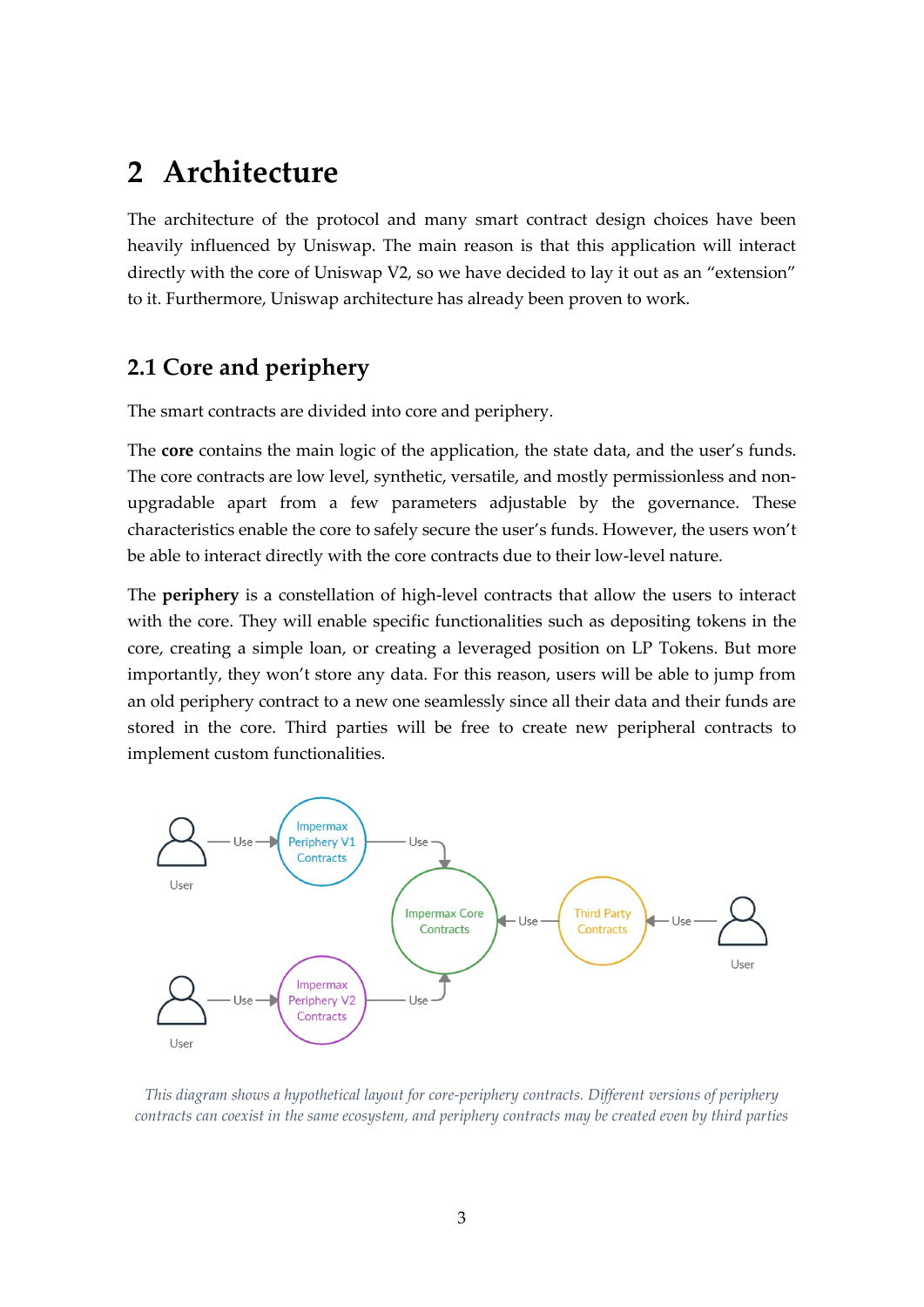# 2 Architecture

The architecture of the protocol and many smart contract design choices have been heavily influenced by Uniswap. The main reason is that this application will interact directly with the core of Uniswap V2, so we have decided to lay it out as an "extension" to it. Furthermore, Uniswap architecture has already been proven to work.

## 2.1 Core and periphery

The smart contracts are divided into core and periphery.

The **core** contains the main logic of the application, the state data, and the user's funds. The core contracts are low level, synthetic, versatile, and mostly permissionless and non-upgradable apart from a few parameters adjustable by the governance. These characteristics enable the core to safely secure the user's funds. However, the users won't be able to interact directly with the core contracts due to their low-level nature.

The **periphery** is a constellation of high-level contracts that allow the users to interact with the core. They will enable specific functionalities such as depositing tokens in the core, creating a simple loan, or creating a leveraged position on LP Tokens. But more importantly, they won't store any data. For this reason, users will be able to jump from an old periphery contract to a new one seamlessly since all their data and their funds are stored in the core. Third parties will be free to create new peripheral contracts to implement custom functionalities.

*This diagram shows a hypothetical layout for core-periphery contracts. Different versions of periphery contracts can coexist in the same ecosystem, and periphery contracts may be created even by third parties*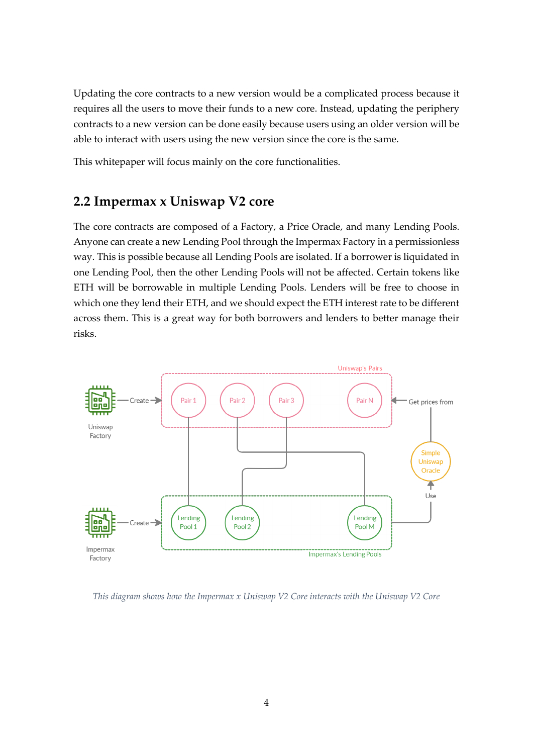Updating the core contracts to a new version would be a complicated process because it requires all the users to move their funds to a new core. Instead, updating the periphery contracts to a new version can be done easily because users using an older version will be able to interact with users using the new version since the core is the same.

This whitepaper will focus mainly on the core functionalities.

## 2.2 Impermax x Uniswap V2 core

The core contracts are composed of a Factory, a Price Oracle, and many Lending Pools. Anyone can create a new Lending Pool through the Impermax Factory in a permissionless way. This is possible because all Lending Pools are isolated. If a borrower is liquidated in one Lending Pool, then the other Lending Pools will not be affected. Certain tokens like ETH will be borrowable in multiple Lending Pools. Lenders will be free to choose in which one they lend their ETH, and we should expect the ETH interest rate to be different across them. This is a great way for both borrowers and lenders to better manage their risks.

*This diagram shows how the Impermax x Uniswap V2 Core interacts with the Uniswap V2 Core*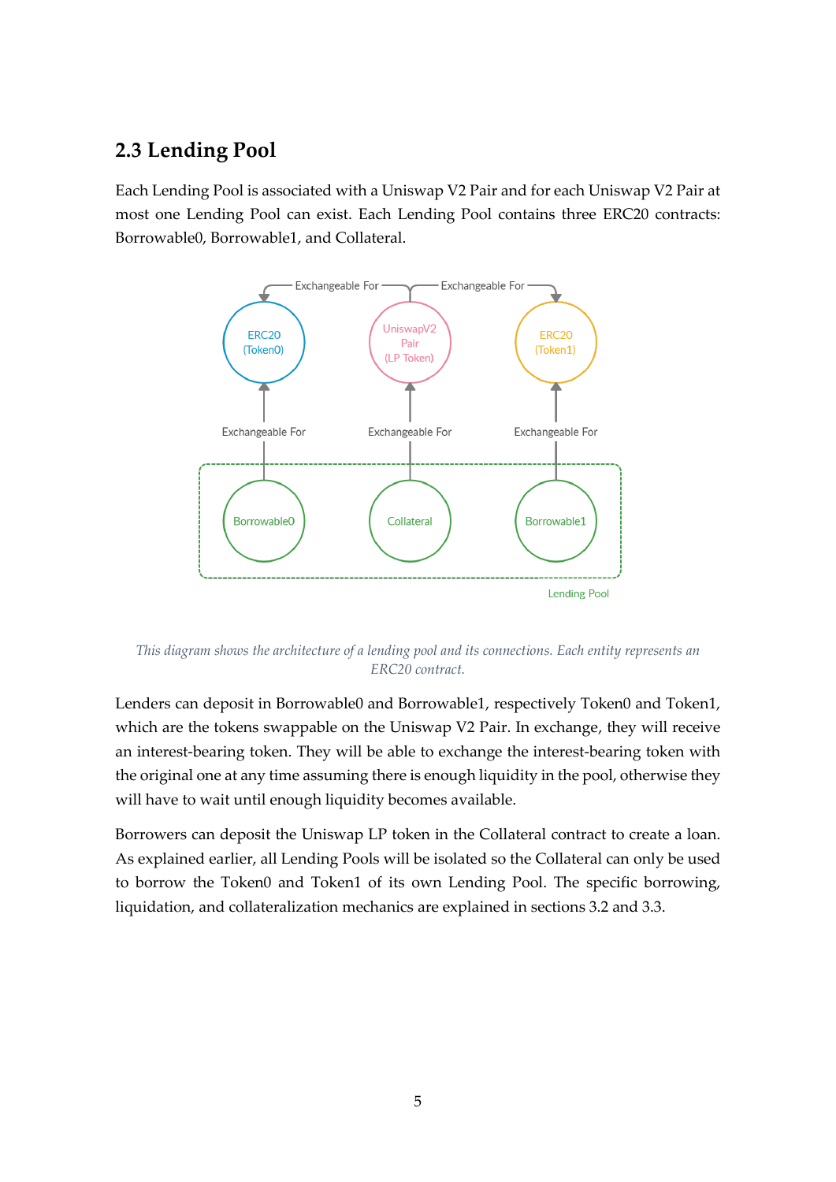## 2.3 Lending Pool

Each Lending Pool is associated with a Uniswap V2 Pair and for each Uniswap V2 Pair at most one Lending Pool can exist. Each Lending Pool contains three ERC20 contracts: Borrowable0, Borrowable1, and Collateral.

*This diagram shows the architecture of a lending pool and its connections. Each entity represents an ERC20 contract.*

Lenders can deposit in Borrowable0 and Borrowable1, respectively Token0 and Token1, which are the tokens swappable on the Uniswap V2 Pair. In exchange, they will receive an interest-bearing token. They will be able to exchange the interest-bearing token with the original one at any time assuming there is enough liquidity in the pool, otherwise they will have to wait until enough liquidity becomes available.

Borrowers can deposit the Uniswap LP token in the Collateral contract to create a loan. As explained earlier, all Lending Pools will be isolated so the Collateral can only be used to borrow the Token0 and Token1 of its own Lending Pool. The specific borrowing, liquidation, and collateralization mechanics are explained in sections 3.2 and 3.3.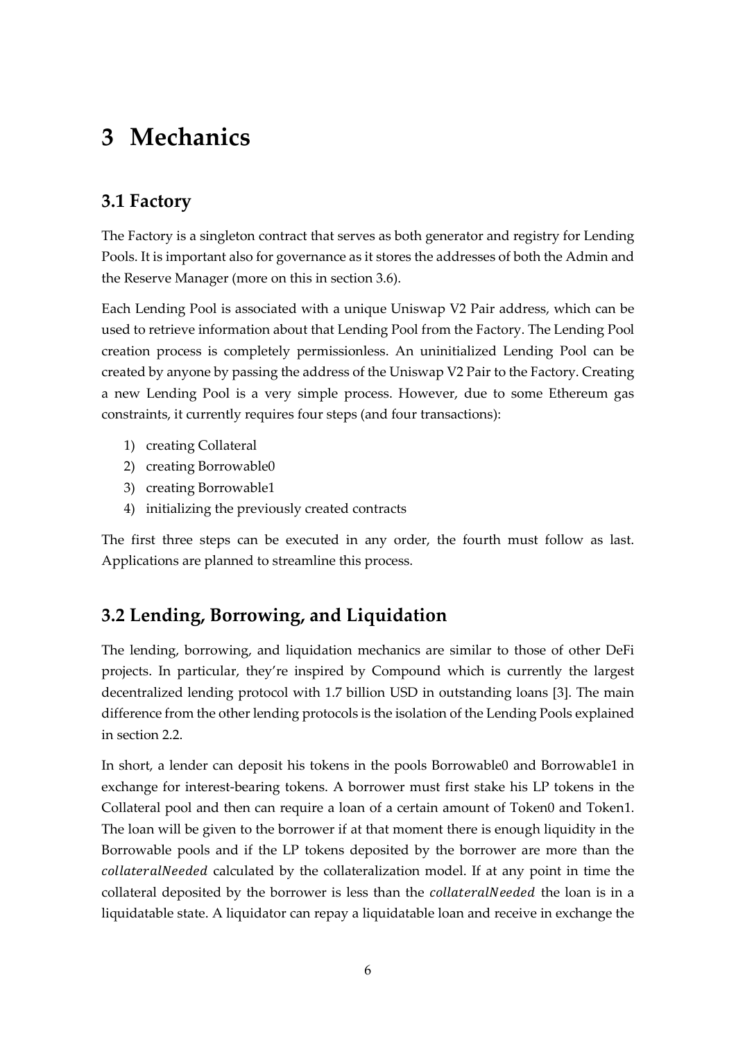# 3 Mechanics

## 3.1 Factory

The Factory is a singleton contract that serves as both generator and registry for Lending Pools. It is important also for governance as it stores the addresses of both the Admin and the Reserve Manager (more on this in section 3.6).

Each Lending Pool is associated with a unique Uniswap V2 Pair address, which can be used to retrieve information about that Lending Pool from the Factory. The Lending Pool creation process is completely permissionless. An uninitialized Lending Pool can be created by anyone by passing the address of the Uniswap V2 Pair to the Factory. Creating a new Lending Pool is a very simple process. However, due to some Ethereum gas constraints, it currently requires four steps (and four transactions):

1) creating Collateral
2) creating Borrowable0
3) creating Borrowable1
4) initializing the previously created contracts

The first three steps can be executed in any order, the fourth must follow as last. Applications are planned to streamline this process.

## 3.2 Lending, Borrowing, and Liquidation

The lending, borrowing, and liquidation mechanics are similar to those of other DeFi projects. In particular, they're inspired by Compound which is currently the largest decentralized lending protocol with 1.7 billion USD in outstanding loans [3]. The main difference from the other lending protocols is the isolation of the Lending Pools explained in section 2.2.

In short, a lender can deposit his tokens in the pools Borrowable0 and Borrowable1 in exchange for interest-bearing tokens. A borrower must first stake his LP tokens in the Collateral pool and then can require a loan of a certain amount of Token0 and Token1. The loan will be given to the borrower if at that moment there is enough liquidity in the Borrowable pools and if the LP tokens deposited by the borrower are more than the $collateralNeeded$ calculated by the collateralization model. If at any point in time the collateral deposited by the borrower is less than the $collateralNeeded$ the loan is in a liquidatable state. A liquidator can repay a liquidatable loan and receive in exchange the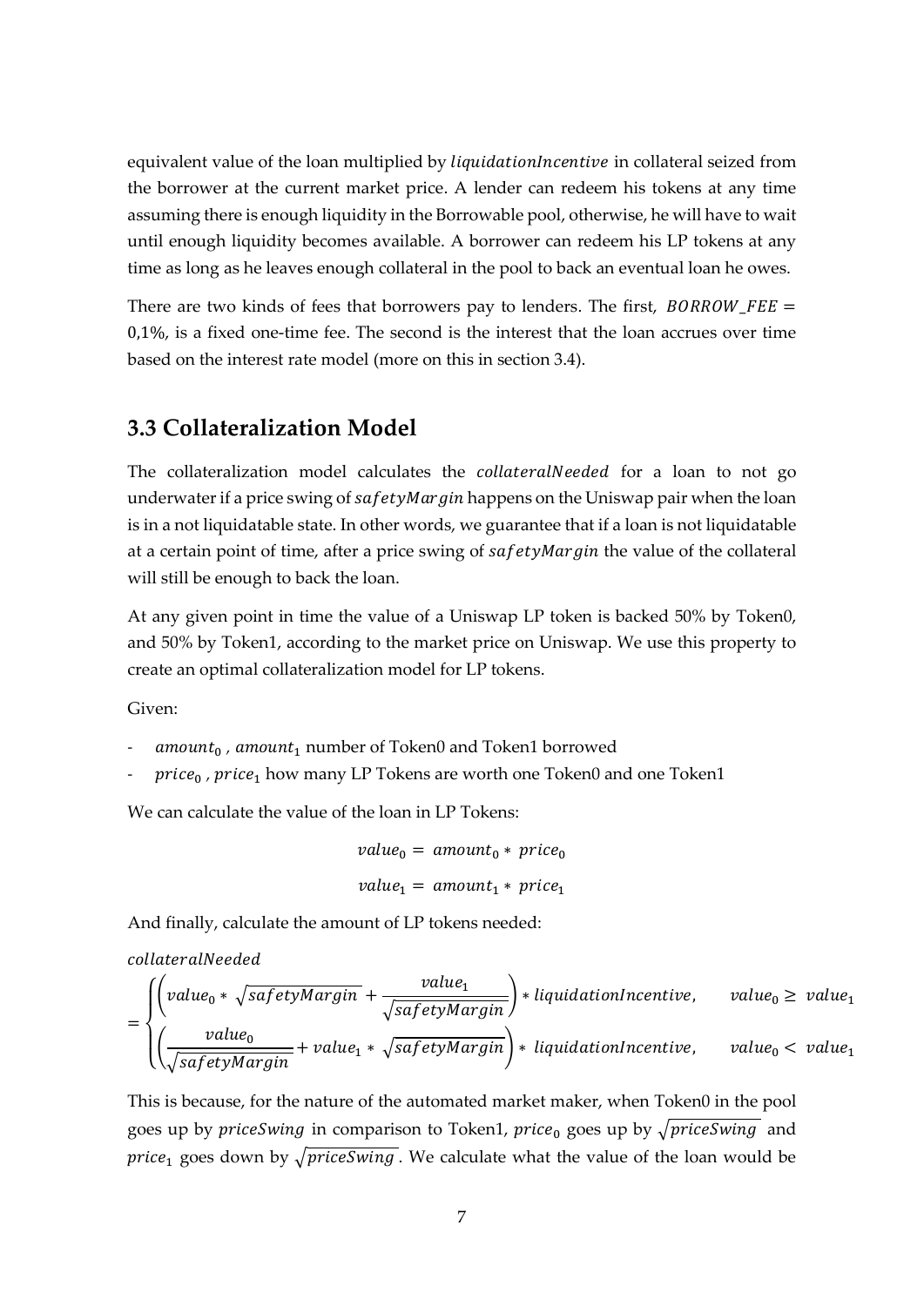equivalent value of the loan multiplied by $liquidationIncentive$ in collateral seized from the borrower at the current market price. A lender can redeem his tokens at any time assuming there is enough liquidity in the Borrowable pool, otherwise, he will have to wait until enough liquidity becomes available. A borrower can redeem his LP tokens at any time as long as he leaves enough collateral in the pool to back an eventual loan he owes.

There are two kinds of fees that borrowers pay to lenders. The first, $BORROW\_FEE =$ 0,1%, is a fixed one-time fee. The second is the interest that the loan accrues over time based on the interest rate model (more on this in section 3.4).

## 3.3 Collateralization Model

The collateralization model calculates the $collateralNeeded$ for a loan to not go underwater if a price swing of $safetyMargin$ happens on the Uniswap pair when the loan is in a not liquidatable state. In other words, we guarantee that if a loan is not liquidatable at a certain point of time, after a price swing of $safetyMargin$ the value of the collateral will still be enough to back the loan.

At any given point in time the value of a Uniswap LP token is backed 50% by Token0, and 50% by Token1, according to the market price on Uniswap. We use this property to create an optimal collateralization model for LP tokens.

Given:

- $amount_0$ , $amount_1$ number of Token0 and Token1 borrowed
- $price_0$ , $price_1$ how many LP Tokens are worth one Token0 and one Token1

We can calculate the value of the loan in LP Tokens:

$$value_0 = amount_0 * price_0$$

$$value_1 = amount_1 * price_1$$

And finally, calculate the amount of LP tokens needed:

$$collateralNeeded = \begin{cases} \left(value_0 * \sqrt{safetyMargin} + \dfrac{value_1}{\sqrt{safetyMargin}}\right) * liquidationIncentive, & value_0 \geq value_1 \\ \left(\dfrac{value_0}{\sqrt{safetyMargin}} + value_1 * \sqrt{safetyMargin}\right) * liquidationIncentive, & value_0 < value_1 \end{cases}$$

This is because, for the nature of the automated market maker, when Token0 in the pool goes up by $priceSwing$ in comparison to Token1, $price_0$ goes up by $\sqrt{priceSwing}$ and $price_1$ goes down by $\sqrt{priceSwing}$. We calculate what the value of the loan would be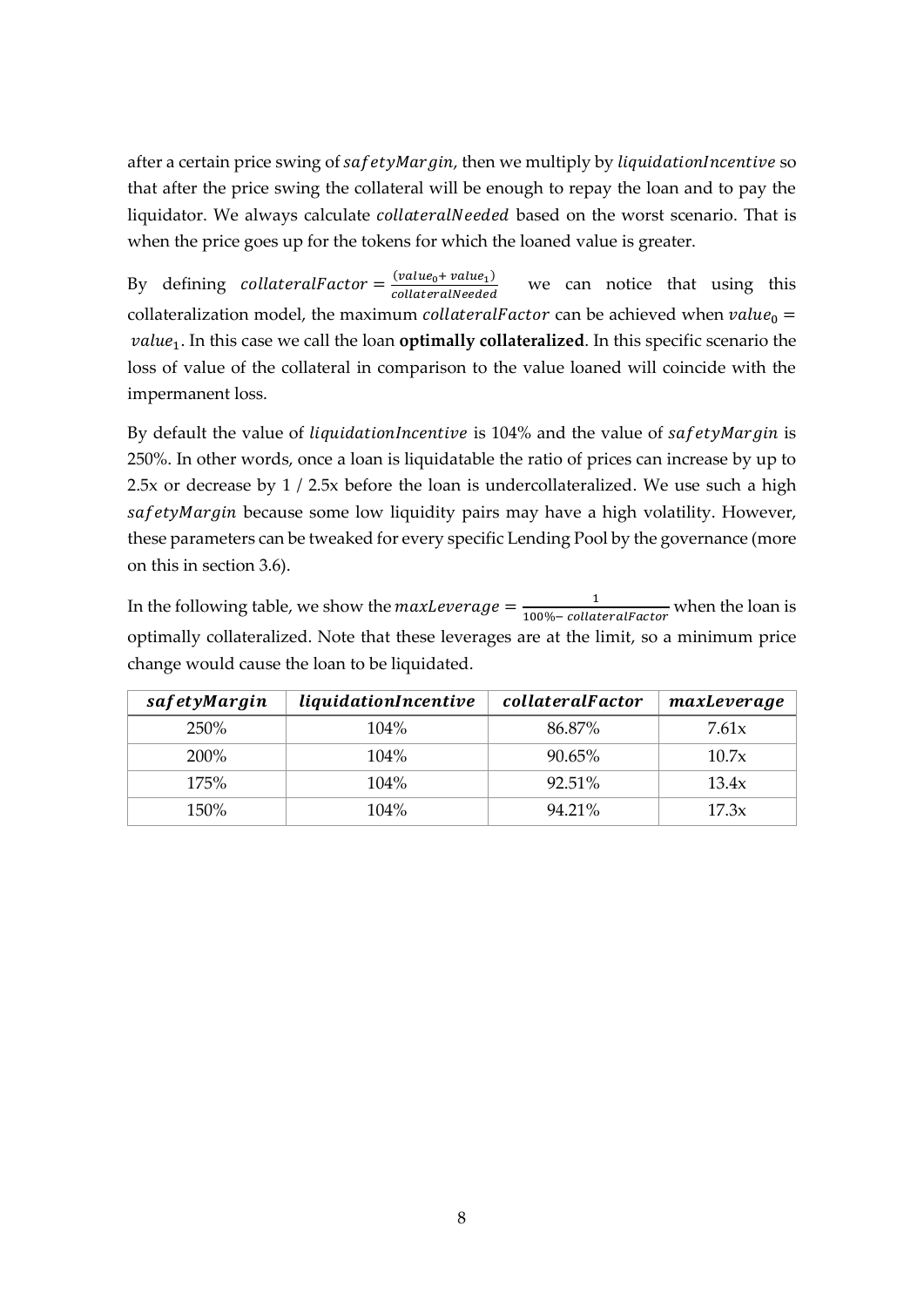after a certain price swing of $safetyMargin$, then we multiply by $liquidationIncentive$ so that after the price swing the collateral will be enough to repay the loan and to pay the liquidator. We always calculate $collateralNeeded$ based on the worst scenario. That is when the price goes up for the tokens for which the loaned value is greater.

By defining $collateralFactor = \frac{(value_0 + value_1)}{collateralNeeded}$ we can notice that using this collateralization model, the maximum $collateralFactor$ can be achieved when $value_0 = value_1$. In this case we call the loan **optimally collateralized**. In this specific scenario the loss of value of the collateral in comparison to the value loaned will coincide with the impermanent loss.

By default the value of $liquidationIncentive$ is 104% and the value of $safetyMargin$ is 250%. In other words, once a loan is liquidatable the ratio of prices can increase by up to 2.5x or decrease by 1 / 2.5x before the loan is undercollateralized. We use such a high $safetyMargin$ because some low liquidity pairs may have a high volatility. However, these parameters can be tweaked for every specific Lending Pool by the governance (more on this in section 3.6).

In the following table, we show the $maxLeverage = \frac{1}{100\% - collateralFactor}$ when the loan is optimally collateralized. Note that these leverages are at the limit, so a minimum price change would cause the loan to be liquidated.

| $safetyMargin$ | $liquidationIncentive$ | $collateralFactor$ | $maxLeverage$ |
| --- | --- | --- | --- |
| 250% | 104% | 86.87% | 7.61x |
| 200% | 104% | 90.65% | 10.7x |
| 175% | 104% | 92.51% | 13.4x |
| 150% | 104% | 94.21% | 17.3x |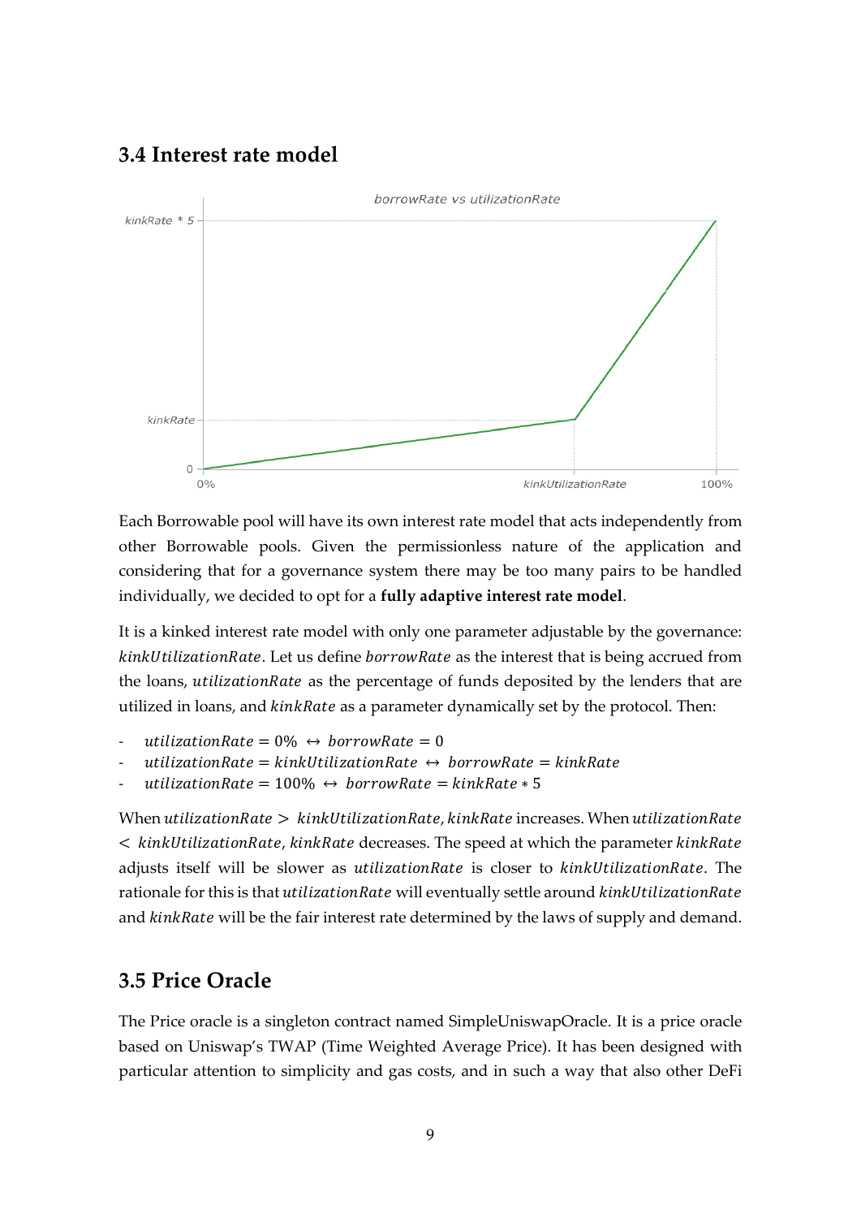## 3.4 Interest rate model

Each Borrowable pool will have its own interest rate model that acts independently from other Borrowable pools. Given the permissionless nature of the application and considering that for a governance system there may be too many pairs to be handled individually, we decided to opt for a **fully adaptive interest rate model**.

It is a kinked interest rate model with only one parameter adjustable by the governance: $kinkUtilizationRate$. Let us define $borrowRate$ as the interest that is being accrued from the loans, $utilizationRate$ as the percentage of funds deposited by the lenders that are utilized in loans, and $kinkRate$ as a parameter dynamically set by the protocol. Then:

- $utilizationRate = 0\% \leftrightarrow borrowRate = 0$
- $utilizationRate = kinkUtilizationRate \leftrightarrow borrowRate = kinkRate$
- $utilizationRate = 100\% \leftrightarrow borrowRate = kinkRate * 5$

When $utilizationRate > kinkUtilizationRate$, $kinkRate$ increases. When $utilizationRate < kinkUtilizationRate$, $kinkRate$ decreases. The speed at which the parameter $kinkRate$ adjusts itself will be slower as $utilizationRate$ is closer to $kinkUtilizationRate$. The rationale for this is that $utilizationRate$ will eventually settle around $kinkUtilizationRate$ and $kinkRate$ will be the fair interest rate determined by the laws of supply and demand.

## 3.5 Price Oracle

The Price oracle is a singleton contract named SimpleUniswapOracle. It is a price oracle based on Uniswap's TWAP (Time Weighted Average Price). It has been designed with particular attention to simplicity and gas costs, and in such a way that also other DeFi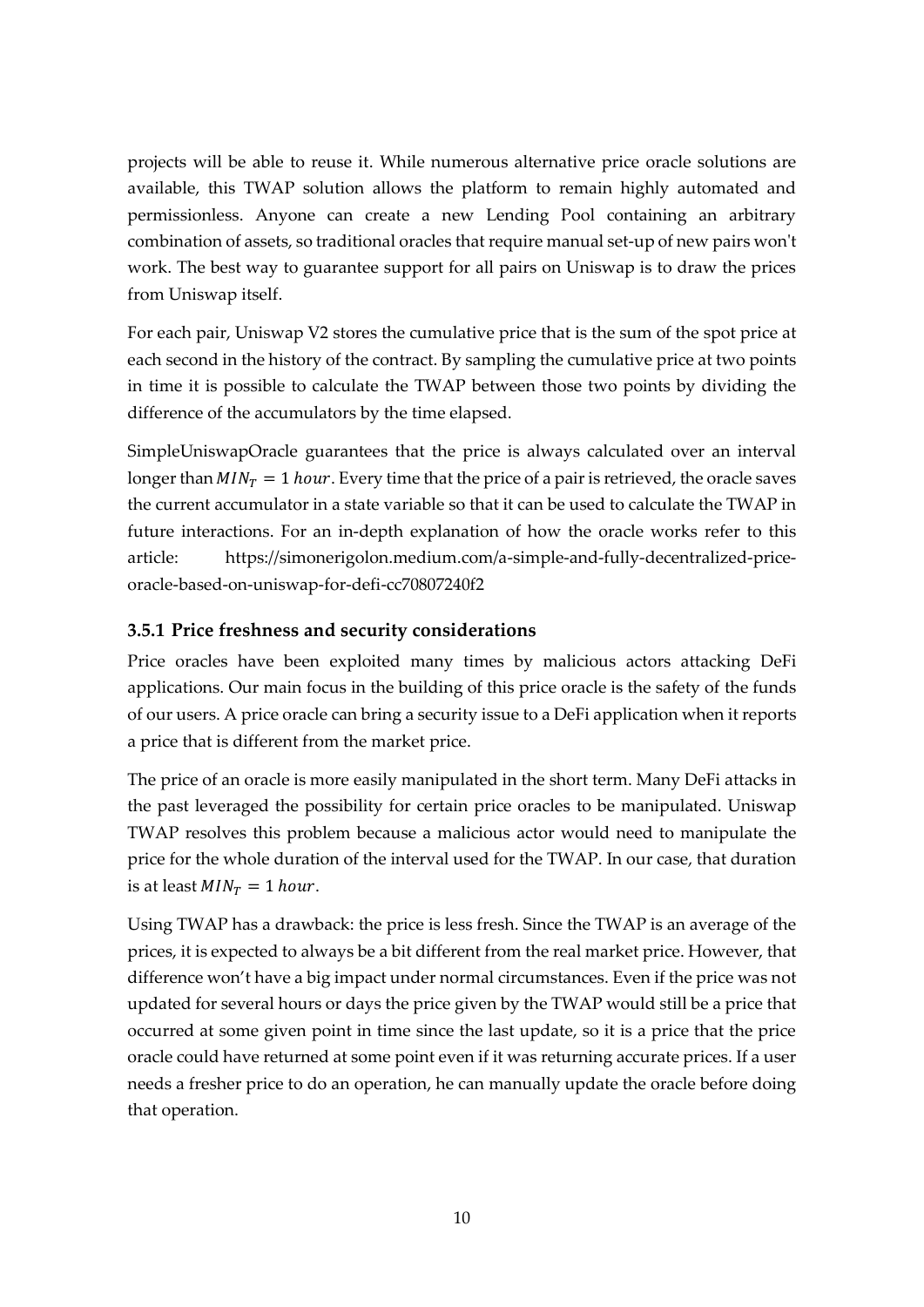projects will be able to reuse it. While numerous alternative price oracle solutions are available, this TWAP solution allows the platform to remain highly automated and permissionless. Anyone can create a new Lending Pool containing an arbitrary combination of assets, so traditional oracles that require manual set-up of new pairs won't work. The best way to guarantee support for all pairs on Uniswap is to draw the prices from Uniswap itself.

For each pair, Uniswap V2 stores the cumulative price that is the sum of the spot price at each second in the history of the contract. By sampling the cumulative price at two points in time it is possible to calculate the TWAP between those two points by dividing the difference of the accumulators by the time elapsed.

SimpleUniswapOracle guarantees that the price is always calculated over an interval longer than $MIN_T = 1\ hour$. Every time that the price of a pair is retrieved, the oracle saves the current accumulator in a state variable so that it can be used to calculate the TWAP in future interactions. For an in-depth explanation of how the oracle works refer to this article: https://simonerigolon.medium.com/a-simple-and-fully-decentralized-price-oracle-based-on-uniswap-for-defi-cc70807240f2

### 3.5.1 Price freshness and security considerations

Price oracles have been exploited many times by malicious actors attacking DeFi applications. Our main focus in the building of this price oracle is the safety of the funds of our users. A price oracle can bring a security issue to a DeFi application when it reports a price that is different from the market price.

The price of an oracle is more easily manipulated in the short term. Many DeFi attacks in the past leveraged the possibility for certain price oracles to be manipulated. Uniswap TWAP resolves this problem because a malicious actor would need to manipulate the price for the whole duration of the interval used for the TWAP. In our case, that duration is at least $MIN_T = 1\ hour$.

Using TWAP has a drawback: the price is less fresh. Since the TWAP is an average of the prices, it is expected to always be a bit different from the real market price. However, that difference won't have a big impact under normal circumstances. Even if the price was not updated for several hours or days the price given by the TWAP would still be a price that occurred at some given point in time since the last update, so it is a price that the price oracle could have returned at some point even if it was returning accurate prices. If a user needs a fresher price to do an operation, he can manually update the oracle before doing that operation.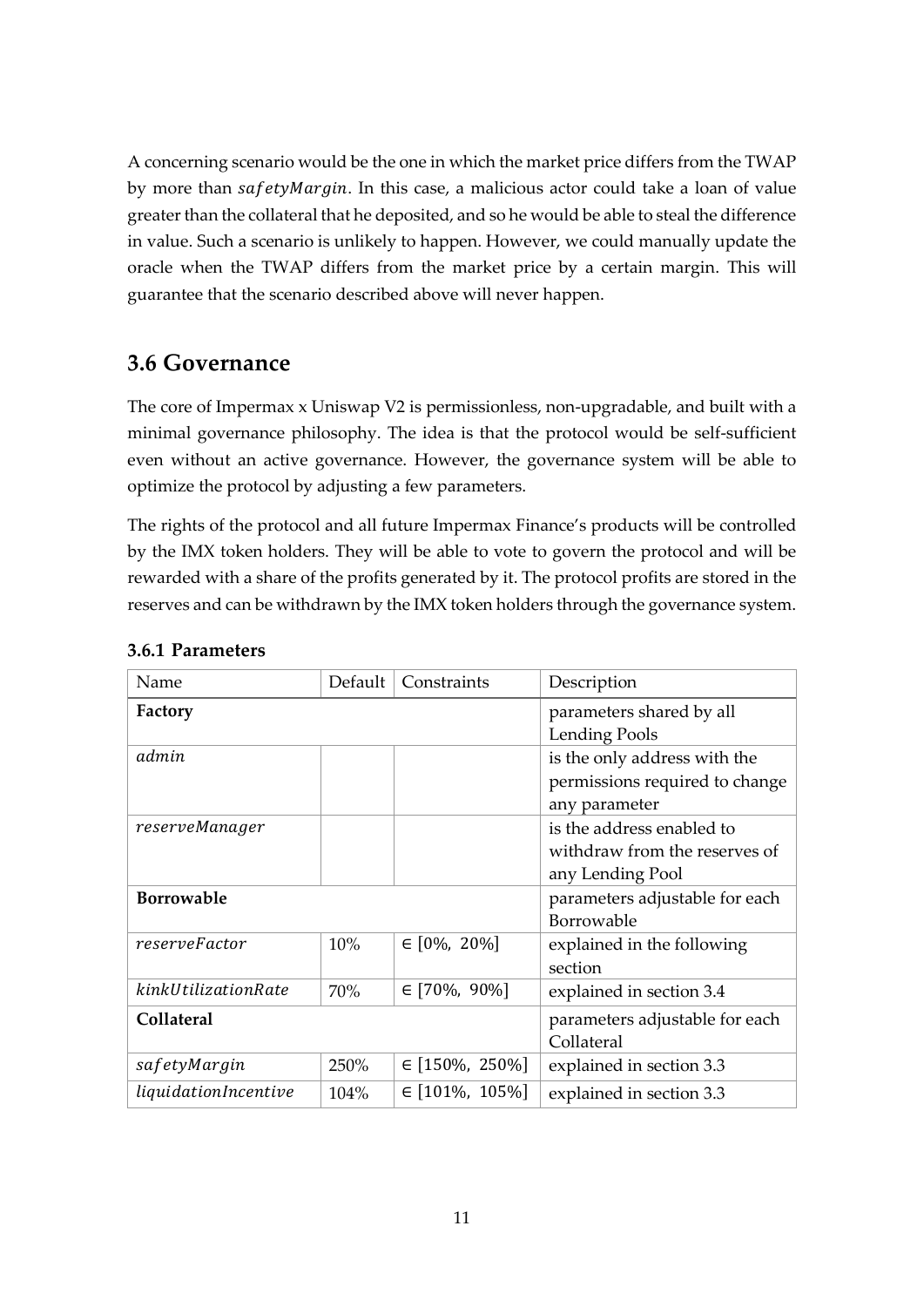A concerning scenario would be the one in which the market price differs from the TWAP by more than $safetyMargin$. In this case, a malicious actor could take a loan of value greater than the collateral that he deposited, and so he would be able to steal the difference in value. Such a scenario is unlikely to happen. However, we could manually update the oracle when the TWAP differs from the market price by a certain margin. This will guarantee that the scenario described above will never happen.

## 3.6 Governance

The core of Impermax x Uniswap V2 is permissionless, non-upgradable, and built with a minimal governance philosophy. The idea is that the protocol would be self-sufficient even without an active governance. However, the governance system will be able to optimize the protocol by adjusting a few parameters.

The rights of the protocol and all future Impermax Finance's products will be controlled by the IMX token holders. They will be able to vote to govern the protocol and will be rewarded with a share of the profits generated by it. The protocol profits are stored in the reserves and can be withdrawn by the IMX token holders through the governance system.

### 3.6.1 Parameters

| Name | Default | Constraints | Description |
|---|---|---|---|
| **Factory** | | | parameters shared by all Lending Pools |
| $admin$ | | | is the only address with the permissions required to change any parameter |
| $reserveManager$ | | | is the address enabled to withdraw from the reserves of any Lending Pool |
| **Borrowable** | | | parameters adjustable for each Borrowable |
| $reserveFactor$ | 10% | $\in$ [0%, 20%] | explained in the following section |
| $kinkUtilizationRate$ | 70% | $\in$ [70%, 90%] | explained in section 3.4 |
| **Collateral** | | | parameters adjustable for each Collateral |
| $safetyMargin$ | 250% | $\in$ [150%, 250%] | explained in section 3.3 |
| $liquidationIncentive$ | 104% | $\in$ [101%, 105%] | explained in section 3.3 |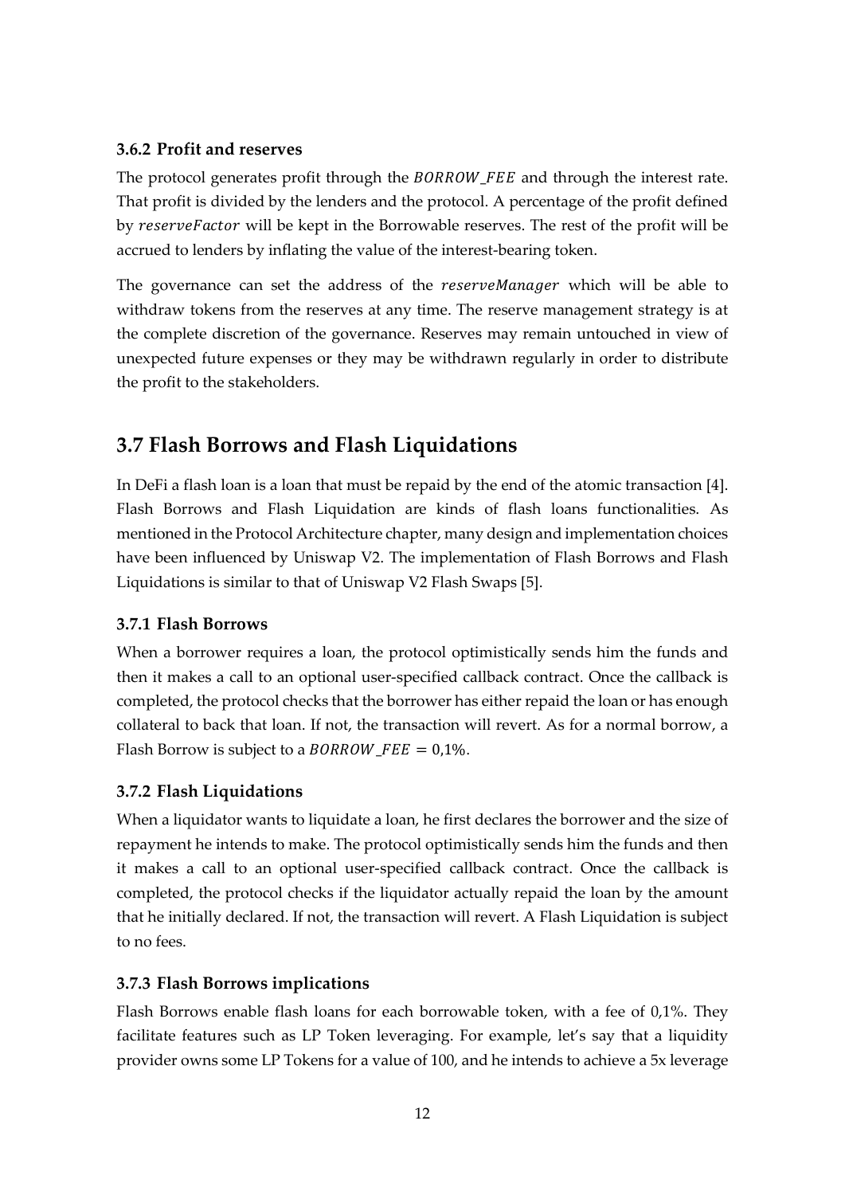### 3.6.2 Profit and reserves

The protocol generates profit through the $BORROW\_FEE$ and through the interest rate. That profit is divided by the lenders and the protocol. A percentage of the profit defined by $reserveFactor$ will be kept in the Borrowable reserves. The rest of the profit will be accrued to lenders by inflating the value of the interest-bearing token.

The governance can set the address of the $reserveManager$ which will be able to withdraw tokens from the reserves at any time. The reserve management strategy is at the complete discretion of the governance. Reserves may remain untouched in view of unexpected future expenses or they may be withdrawn regularly in order to distribute the profit to the stakeholders.

## 3.7 Flash Borrows and Flash Liquidations

In DeFi a flash loan is a loan that must be repaid by the end of the atomic transaction [4]. Flash Borrows and Flash Liquidation are kinds of flash loans functionalities. As mentioned in the Protocol Architecture chapter, many design and implementation choices have been influenced by Uniswap V2. The implementation of Flash Borrows and Flash Liquidations is similar to that of Uniswap V2 Flash Swaps [5].

### 3.7.1 Flash Borrows

When a borrower requires a loan, the protocol optimistically sends him the funds and then it makes a call to an optional user-specified callback contract. Once the callback is completed, the protocol checks that the borrower has either repaid the loan or has enough collateral to back that loan. If not, the transaction will revert. As for a normal borrow, a Flash Borrow is subject to a $BORROW\_FEE = 0{,}1\%$.

### 3.7.2 Flash Liquidations

When a liquidator wants to liquidate a loan, he first declares the borrower and the size of repayment he intends to make. The protocol optimistically sends him the funds and then it makes a call to an optional user-specified callback contract. Once the callback is completed, the protocol checks if the liquidator actually repaid the loan by the amount that he initially declared. If not, the transaction will revert. A Flash Liquidation is subject to no fees.

### 3.7.3 Flash Borrows implications

Flash Borrows enable flash loans for each borrowable token, with a fee of 0,1%. They facilitate features such as LP Token leveraging. For example, let's say that a liquidity provider owns some LP Tokens for a value of 100, and he intends to achieve a 5x leverage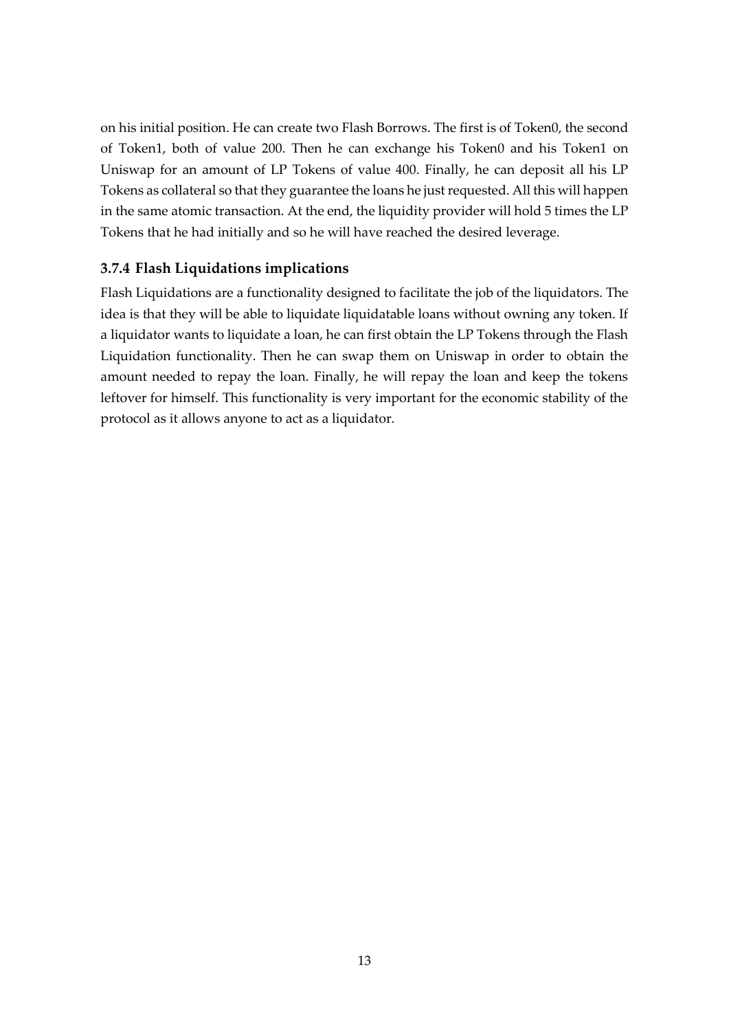on his initial position. He can create two Flash Borrows. The first is of Token0, the second of Token1, both of value 200. Then he can exchange his Token0 and his Token1 on Uniswap for an amount of LP Tokens of value 400. Finally, he can deposit all his LP Tokens as collateral so that they guarantee the loans he just requested. All this will happen in the same atomic transaction. At the end, the liquidity provider will hold 5 times the LP Tokens that he had initially and so he will have reached the desired leverage.

### 3.7.4 Flash Liquidations implications

Flash Liquidations are a functionality designed to facilitate the job of the liquidators. The idea is that they will be able to liquidate liquidatable loans without owning any token. If a liquidator wants to liquidate a loan, he can first obtain the LP Tokens through the Flash Liquidation functionality. Then he can swap them on Uniswap in order to obtain the amount needed to repay the loan. Finally, he will repay the loan and keep the tokens leftover for himself. This functionality is very important for the economic stability of the protocol as it allows anyone to act as a liquidator.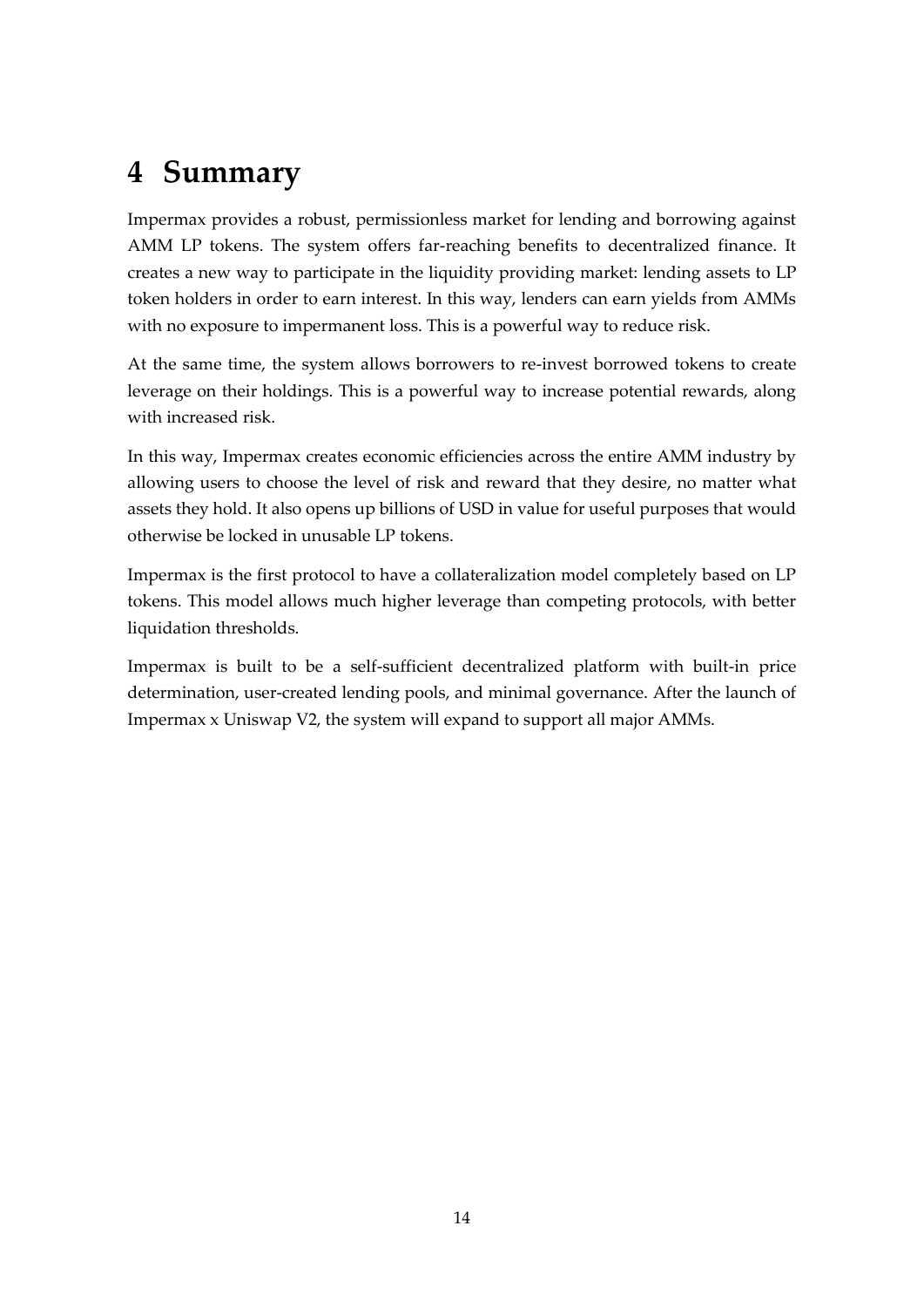# 4 Summary

Impermax provides a robust, permissionless market for lending and borrowing against AMM LP tokens. The system offers far-reaching benefits to decentralized finance. It creates a new way to participate in the liquidity providing market: lending assets to LP token holders in order to earn interest. In this way, lenders can earn yields from AMMs with no exposure to impermanent loss. This is a powerful way to reduce risk.

At the same time, the system allows borrowers to re-invest borrowed tokens to create leverage on their holdings. This is a powerful way to increase potential rewards, along with increased risk.

In this way, Impermax creates economic efficiencies across the entire AMM industry by allowing users to choose the level of risk and reward that they desire, no matter what assets they hold. It also opens up billions of USD in value for useful purposes that would otherwise be locked in unusable LP tokens.

Impermax is the first protocol to have a collateralization model completely based on LP tokens. This model allows much higher leverage than competing protocols, with better liquidation thresholds.

Impermax is built to be a self-sufficient decentralized platform with built-in price determination, user-created lending pools, and minimal governance. After the launch of Impermax x Uniswap V2, the system will expand to support all major AMMs.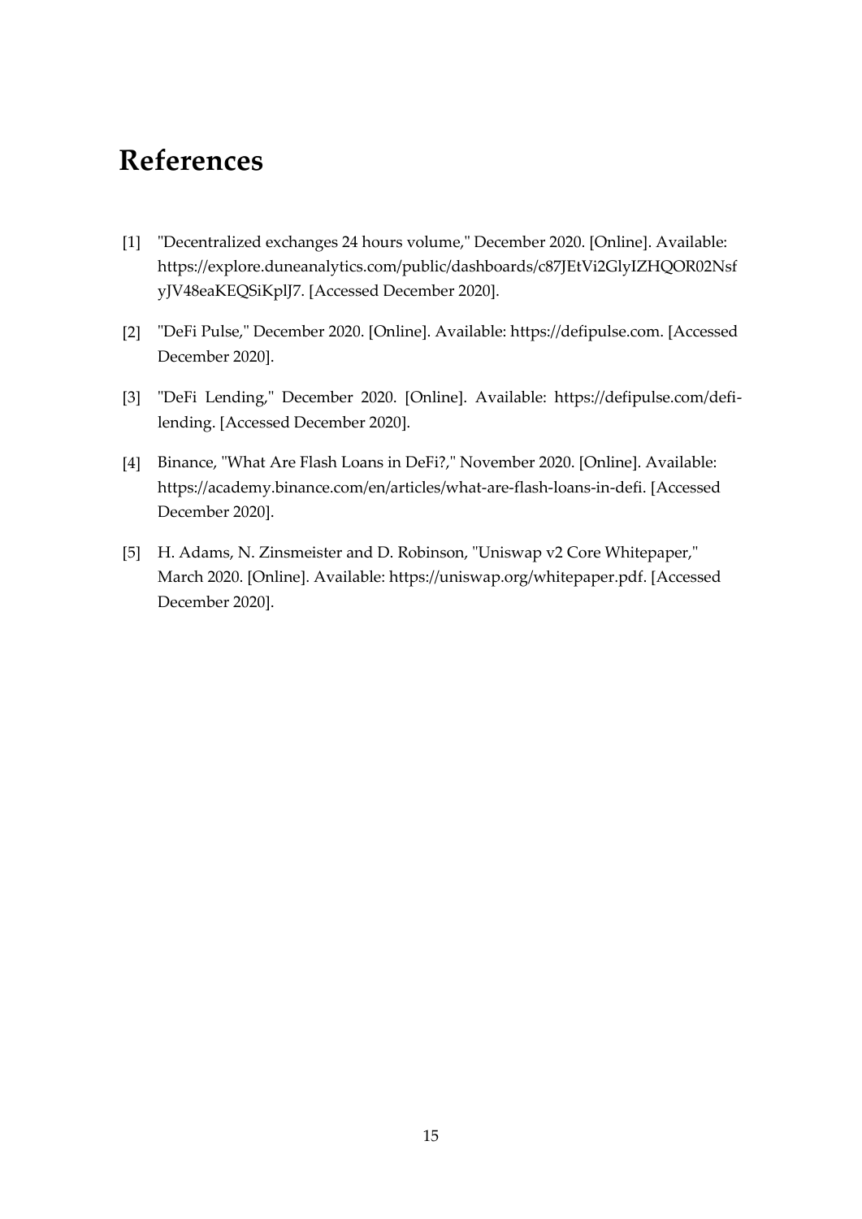# References

[1] "Decentralized exchanges 24 hours volume," December 2020. [Online]. Available: https://explore.duneanalytics.com/public/dashboards/c87JEtVi2GlyIZHQOR02NsfyJV48eaKEQSiKplJ7. [Accessed December 2020].

[2] "DeFi Pulse," December 2020. [Online]. Available: https://defipulse.com. [Accessed December 2020].

[3] "DeFi Lending," December 2020. [Online]. Available: https://defipulse.com/defi-lending. [Accessed December 2020].

[4] Binance, "What Are Flash Loans in DeFi?," November 2020. [Online]. Available: https://academy.binance.com/en/articles/what-are-flash-loans-in-defi. [Accessed December 2020].

[5] H. Adams, N. Zinsmeister and D. Robinson, "Uniswap v2 Core Whitepaper," March 2020. [Online]. Available: https://uniswap.org/whitepaper.pdf. [Accessed December 2020].